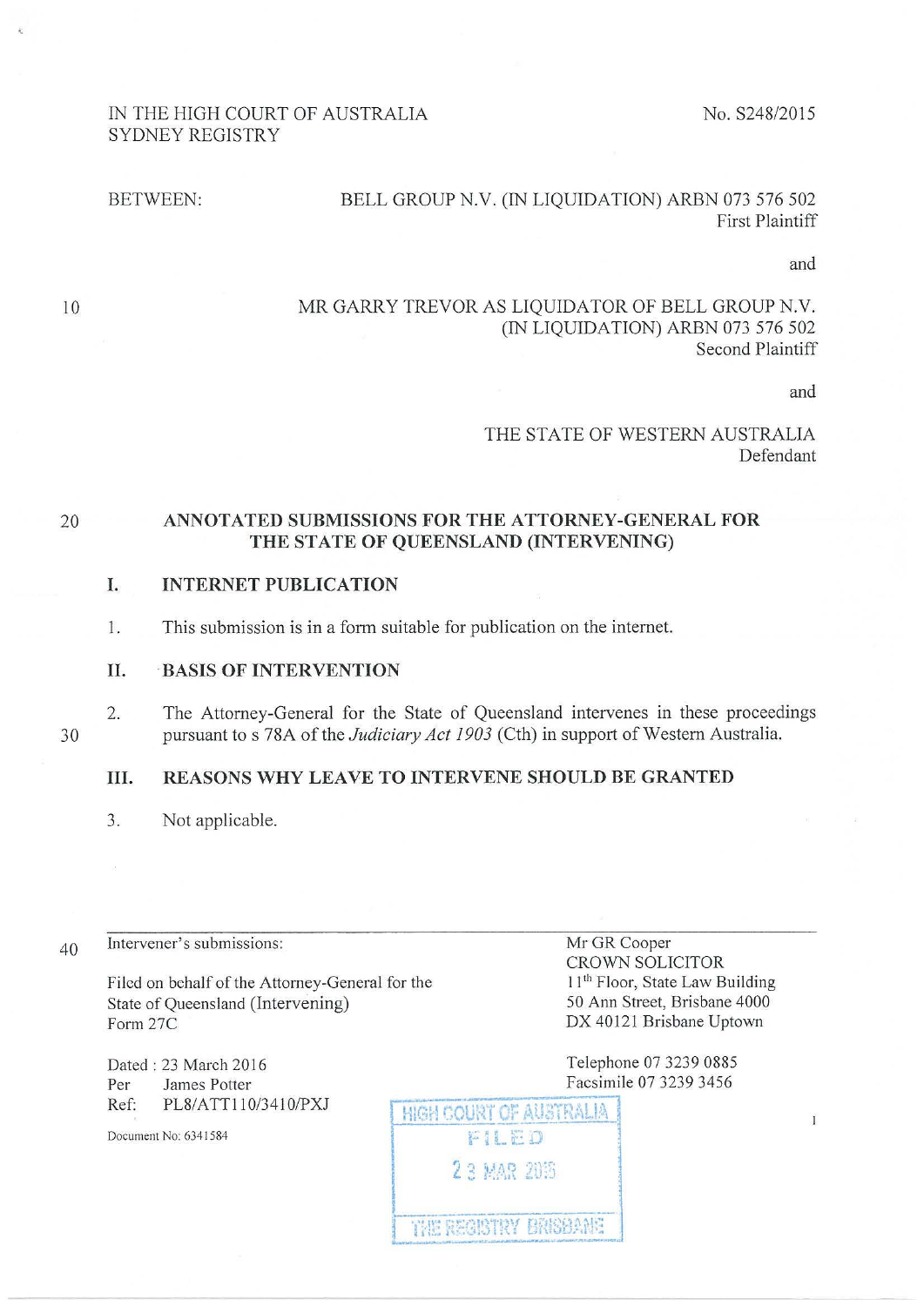IN THE HIGH COURT OF AUSTRALIA
SYDNEY REGISTRY

No. S248/2015

BETWEEN:

BELL GROUP N.V. (IN LIQUIDATION) ARBN 073 576 502
First Plaintiff

and

MR GARRY TREVOR AS LIQUIDATOR OF BELL GROUP N.V.
(IN LIQUIDATION) ARBN 073 576 502
Second Plaintiff

and

THE STATE OF WESTERN AUSTRALIA
Defendant

# ANNOTATED SUBMISSIONS FOR THE ATTORNEY-GENERAL FOR THE STATE OF QUEENSLAND (INTERVENING)

## I. INTERNET PUBLICATION

1. This submission is in a form suitable for publication on the internet.

## II. BASIS OF INTERVENTION

2. The Attorney-General for the State of Queensland intervenes in these proceedings pursuant to s 78A of the *Judiciary Act 1903* (Cth) in support of Western Australia.

## III. REASONS WHY LEAVE TO INTERVENE SHOULD BE GRANTED

3. Not applicable.

---

Intervener's submissions:

Filed on behalf of the Attorney-General for the State of Queensland (Intervening)
Form 27C

Dated : 23 March 2016
Per James Potter
Ref: PL8/ATT110/3410/PXJ

Document No: 6341584

Mr GR Cooper
CROWN SOLICITOR
11th Floor, State Law Building
50 Ann Street, Brisbane 4000
DX 40121 Brisbane Uptown

Telephone 07 3239 0885
Facsimile 07 3239 3456

HIGH COURT OF AUSTRALIA
FILED
23 MAR 2016
THE REGISTRY BRISBANE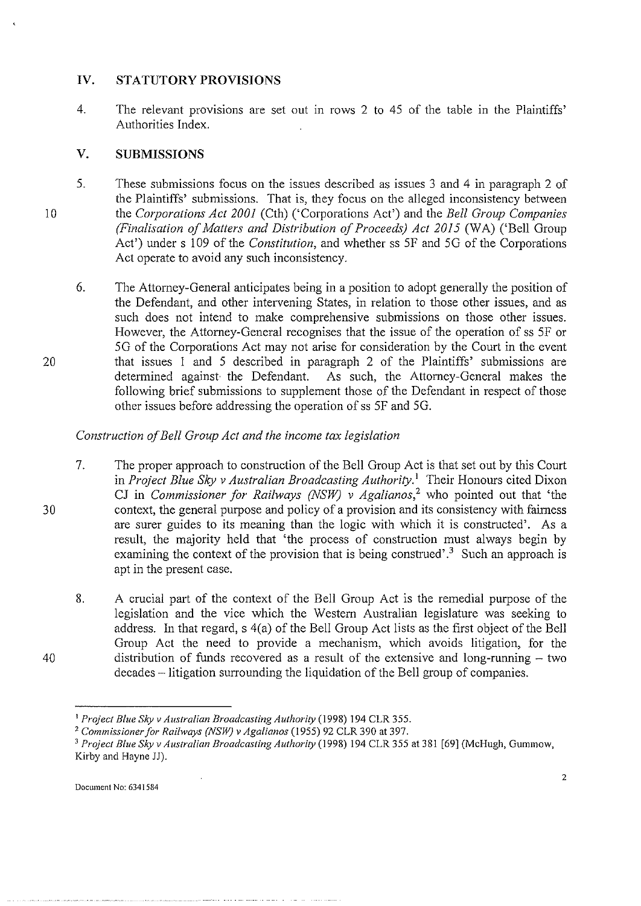## IV. STATUTORY PROVISIONS

4. The relevant provisions are set out in rows 2 to 45 of the table in the Plaintiffs' Authorities Index.

## V. SUBMISSIONS

5. These submissions focus on the issues described as issues 3 and 4 in paragraph 2 of the Plaintiffs' submissions. That is, they focus on the alleged inconsistency between the *Corporations Act 2001* (Cth) ('Corporations Act') and the *Bell Group Companies (Finalisation of Matters and Distribution of Proceeds) Act 2015* (WA) ('Bell Group Act') under s 109 of the *Constitution*, and whether ss 5F and 5G of the Corporations Act operate to avoid any such inconsistency.

6. The Attorney-General anticipates being in a position to adopt generally the position of the Defendant, and other intervening States, in relation to those other issues, and as such does not intend to make comprehensive submissions on those other issues. However, the Attorney-General recognises that the issue of the operation of ss 5F or 5G of the Corporations Act may not arise for consideration by the Court in the event that issues 1 and 5 described in paragraph 2 of the Plaintiffs' submissions are determined against the Defendant. As such, the Attorney-General makes the following brief submissions to supplement those of the Defendant in respect of those other issues before addressing the operation of ss 5F and 5G.

### *Construction of Bell Group Act and the income tax legislation*

7. The proper approach to construction of the Bell Group Act is that set out by this Court in *Project Blue Sky v Australian Broadcasting Authority*.[1] Their Honours cited Dixon CJ in *Commissioner for Railways (NSW) v Agalianos*,[2] who pointed out that 'the context, the general purpose and policy of a provision and its consistency with fairness are surer guides to its meaning than the logic with which it is constructed'. As a result, the majority held that 'the process of construction must always begin by examining the context of the provision that is being construed'.[3] Such an approach is apt in the present case.

8. A crucial part of the context of the Bell Group Act is the remedial purpose of the legislation and the vice which the Western Australian legislature was seeking to address. In that regard, s 4(a) of the Bell Group Act lists as the first object of the Bell Group Act the need to provide a mechanism, which avoids litigation, for the distribution of funds recovered as a result of the extensive and long-running – two decades – litigation surrounding the liquidation of the Bell group of companies.

---

[1] *Project Blue Sky v Australian Broadcasting Authority* (1998) 194 CLR 355.

[2] *Commissioner for Railways (NSW) v Agalianos* (1955) 92 CLR 390 at 397.

[3] *Project Blue Sky v Australian Broadcasting Authority* (1998) 194 CLR 355 at 381 [69] (McHugh, Gummow, Kirby and Hayne JJ).

Document No: 6341584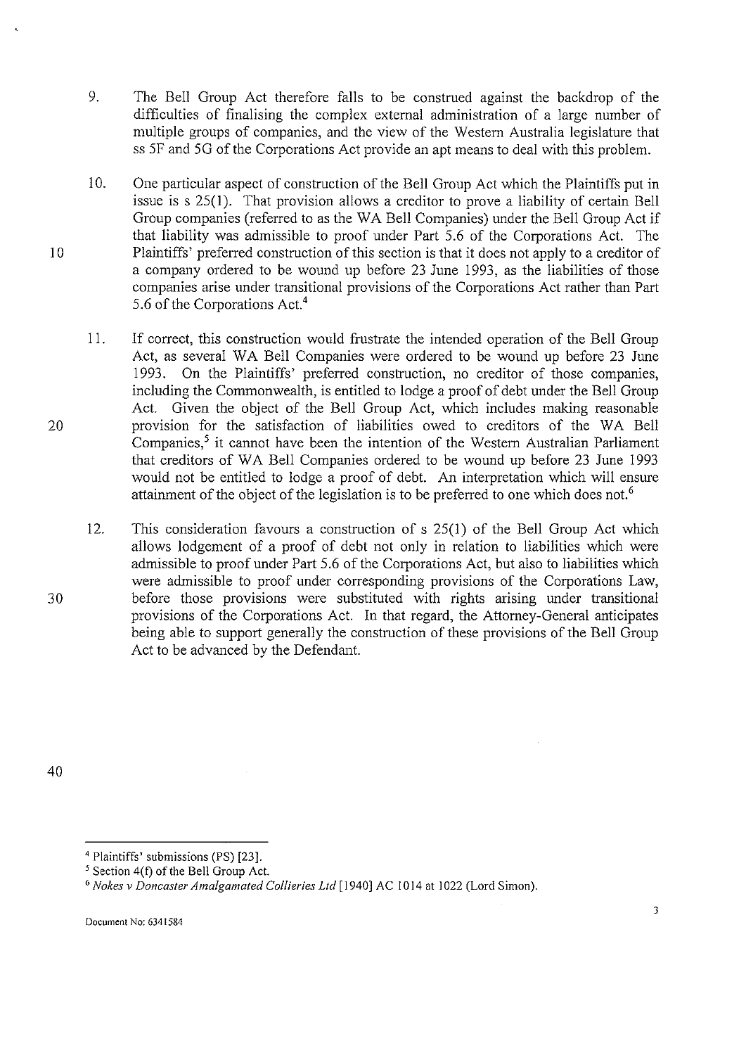9. The Bell Group Act therefore falls to be construed against the backdrop of the difficulties of finalising the complex external administration of a large number of multiple groups of companies, and the view of the Western Australia legislature that ss 5F and 5G of the Corporations Act provide an apt means to deal with this problem.

10. One particular aspect of construction of the Bell Group Act which the Plaintiffs put in issue is s 25(1). That provision allows a creditor to prove a liability of certain Bell Group companies (referred to as the WA Bell Companies) under the Bell Group Act if that liability was admissible to proof under Part 5.6 of the Corporations Act. The Plaintiffs' preferred construction of this section is that it does not apply to a creditor of a company ordered to be wound up before 23 June 1993, as the liabilities of those companies arise under transitional provisions of the Corporations Act rather than Part 5.6 of the Corporations Act.[4]

11. If correct, this construction would frustrate the intended operation of the Bell Group Act, as several WA Bell Companies were ordered to be wound up before 23 June 1993. On the Plaintiffs' preferred construction, no creditor of those companies, including the Commonwealth, is entitled to lodge a proof of debt under the Bell Group Act. Given the object of the Bell Group Act, which includes making reasonable provision for the satisfaction of liabilities owed to creditors of the WA Bell Companies,[5] it cannot have been the intention of the Western Australian Parliament that creditors of WA Bell Companies ordered to be wound up before 23 June 1993 would not be entitled to lodge a proof of debt. An interpretation which will ensure attainment of the object of the legislation is to be preferred to one which does not.[6]

12. This consideration favours a construction of s 25(1) of the Bell Group Act which allows lodgement of a proof of debt not only in relation to liabilities which were admissible to proof under Part 5.6 of the Corporations Act, but also to liabilities which were admissible to proof under corresponding provisions of the Corporations Law, before those provisions were substituted with rights arising under transitional provisions of the Corporations Act. In that regard, the Attorney-General anticipates being able to support generally the construction of these provisions of the Bell Group Act to be advanced by the Defendant.

---

[4] Plaintiffs' submissions (PS) [23].

[5] Section 4(f) of the Bell Group Act.

[6] *Nokes v Doncaster Amalgamated Collieries Ltd* [1940] AC 1014 at 1022 (Lord Simon).

Document No: 6341584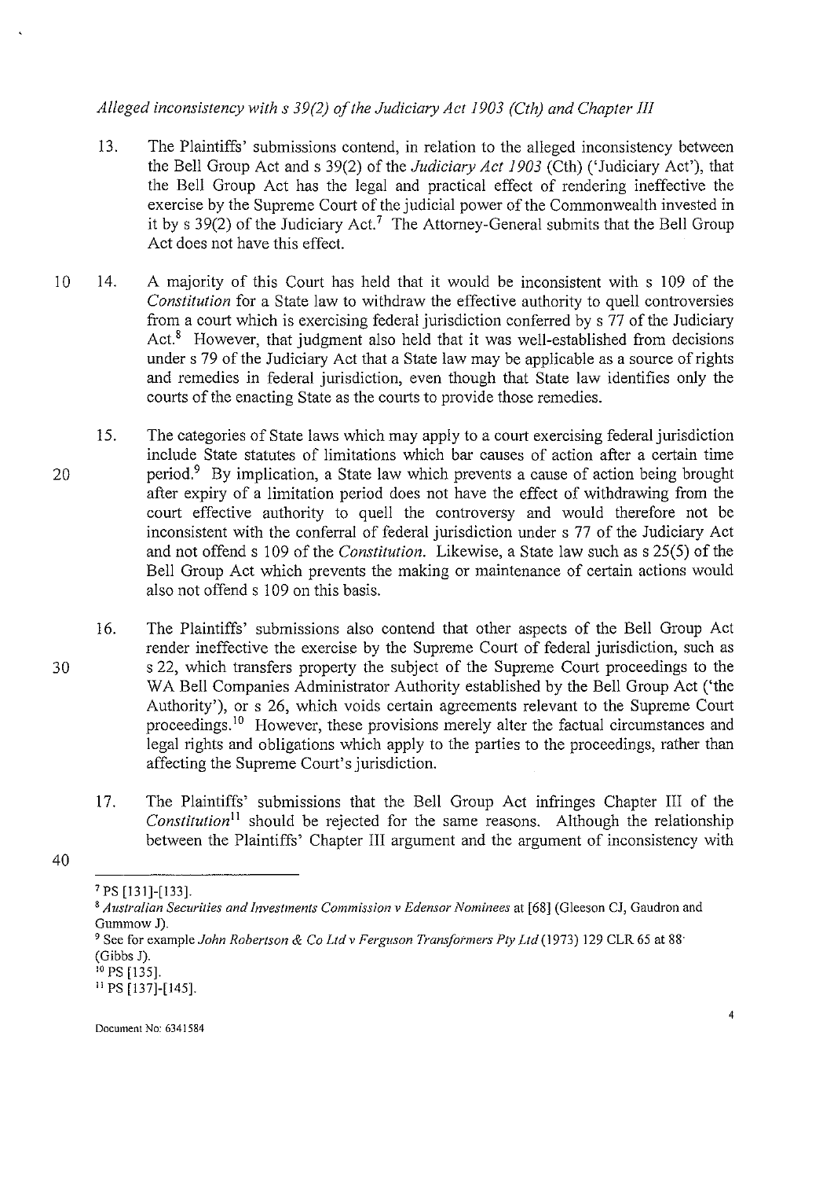*Alleged inconsistency with s 39(2) of the Judiciary Act 1903 (Cth) and Chapter III*

13. The Plaintiffs' submissions contend, in relation to the alleged inconsistency between the Bell Group Act and s 39(2) of the *Judiciary Act 1903* (Cth) ('Judiciary Act'), that the Bell Group Act has the legal and practical effect of rendering ineffective the exercise by the Supreme Court of the judicial power of the Commonwealth invested in it by s 39(2) of the Judiciary Act.[7] The Attorney-General submits that the Bell Group Act does not have this effect.

14. A majority of this Court has held that it would be inconsistent with s 109 of the *Constitution* for a State law to withdraw the effective authority to quell controversies from a court which is exercising federal jurisdiction conferred by s 77 of the Judiciary Act.[8] However, that judgment also held that it was well-established from decisions under s 79 of the Judiciary Act that a State law may be applicable as a source of rights and remedies in federal jurisdiction, even though that State law identifies only the courts of the enacting State as the courts to provide those remedies.

15. The categories of State laws which may apply to a court exercising federal jurisdiction include State statutes of limitations which bar causes of action after a certain time period.[9] By implication, a State law which prevents a cause of action being brought after expiry of a limitation period does not have the effect of withdrawing from the court effective authority to quell the controversy and would therefore not be inconsistent with the conferral of federal jurisdiction under s 77 of the Judiciary Act and not offend s 109 of the *Constitution*. Likewise, a State law such as s 25(5) of the Bell Group Act which prevents the making or maintenance of certain actions would also not offend s 109 on this basis.

16. The Plaintiffs' submissions also contend that other aspects of the Bell Group Act render ineffective the exercise by the Supreme Court of federal jurisdiction, such as s 22, which transfers property the subject of the Supreme Court proceedings to the WA Bell Companies Administrator Authority established by the Bell Group Act ('the Authority'), or s 26, which voids certain agreements relevant to the Supreme Court proceedings.[10] However, these provisions merely alter the factual circumstances and legal rights and obligations which apply to the parties to the proceedings, rather than affecting the Supreme Court's jurisdiction.

17. The Plaintiffs' submissions that the Bell Group Act infringes Chapter III of the *Constitution*[11] should be rejected for the same reasons. Although the relationship between the Plaintiffs' Chapter III argument and the argument of inconsistency with

---

[7] PS [131]-[133].

[8] *Australian Securities and Investments Commission v Edensor Nominees* at [68] (Gleeson CJ, Gaudron and Gummow J).

[9] See for example *John Robertson & Co Ltd v Ferguson Transformers Pty Ltd* (1973) 129 CLR 65 at 88 (Gibbs J).

[10] PS [135].

[11] PS [137]-[145].

Document No: 6341584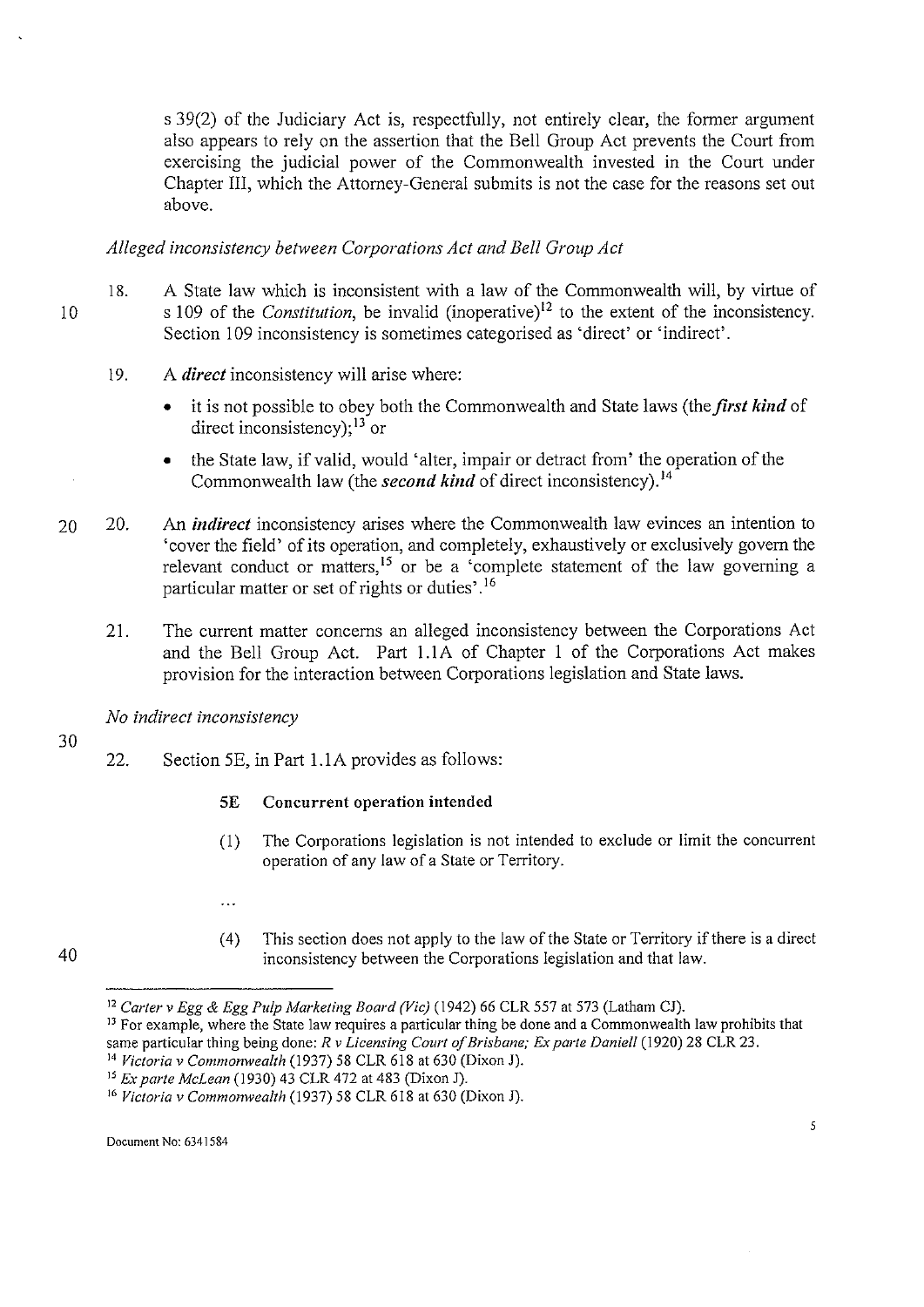s 39(2) of the Judiciary Act is, respectfully, not entirely clear, the former argument also appears to rely on the assertion that the Bell Group Act prevents the Court from exercising the judicial power of the Commonwealth invested in the Court under Chapter III, which the Attorney-General submits is not the case for the reasons set out above.

*Alleged inconsistency between Corporations Act and Bell Group Act*

18. A State law which is inconsistent with a law of the Commonwealth will, by virtue of s 109 of the *Constitution*, be invalid (inoperative)[12] to the extent of the inconsistency. Section 109 inconsistency is sometimes categorised as 'direct' or 'indirect'.

19. A ***direct*** inconsistency will arise where:

   - it is not possible to obey both the Commonwealth and State laws (the ***first kind*** of direct inconsistency);[13] or
   - the State law, if valid, would 'alter, impair or detract from' the operation of the Commonwealth law (the ***second kind*** of direct inconsistency).[14]

20. An ***indirect*** inconsistency arises where the Commonwealth law evinces an intention to 'cover the field' of its operation, and completely, exhaustively or exclusively govern the relevant conduct or matters,[15] or be a 'complete statement of the law governing a particular matter or set of rights or duties'.[16]

21. The current matter concerns an alleged inconsistency between the Corporations Act and the Bell Group Act. Part 1.1A of Chapter 1 of the Corporations Act makes provision for the interaction between Corporations legislation and State laws.

*No indirect inconsistency*

22. Section 5E, in Part 1.1A provides as follows:

> **5E Concurrent operation intended**
>
> (1) The Corporations legislation is not intended to exclude or limit the concurrent operation of any law of a State or Territory.
>
> ...
>
> (4) This section does not apply to the law of the State or Territory if there is a direct inconsistency between the Corporations legislation and that law.

---

[12] *Carter v Egg & Egg Pulp Marketing Board (Vic)* (1942) 66 CLR 557 at 573 (Latham CJ).

[13] For example, where the State law requires a particular thing be done and a Commonwealth law prohibits that same particular thing being done: *R v Licensing Court of Brisbane; Ex parte Daniell* (1920) 28 CLR 23.

[14] *Victoria v Commonwealth* (1937) 58 CLR 618 at 630 (Dixon J).

[15] *Ex parte McLean* (1930) 43 CLR 472 at 483 (Dixon J).

[16] *Victoria v Commonwealth* (1937) 58 CLR 618 at 630 (Dixon J).

Document No: 6341584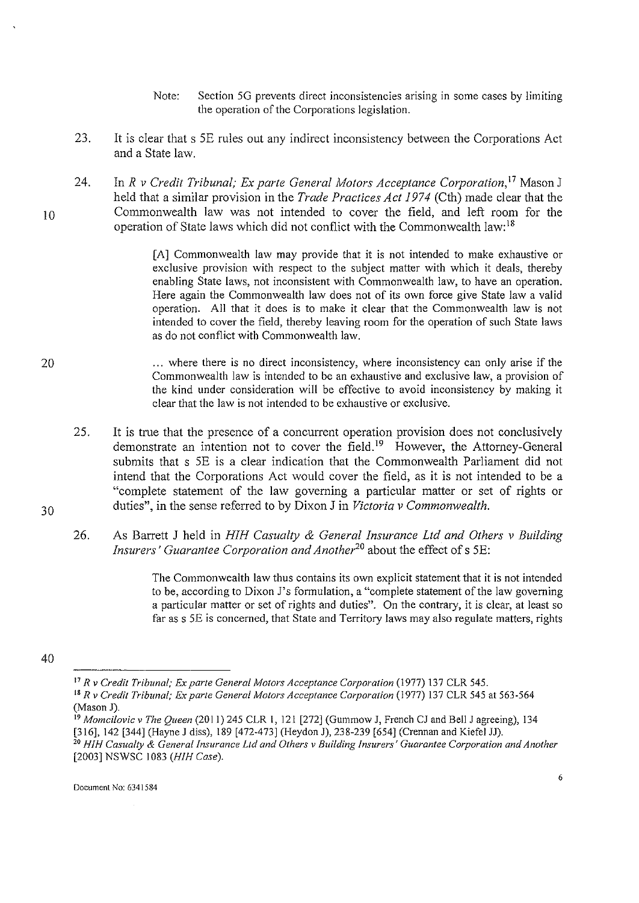Note: Section 5G prevents direct inconsistencies arising in some cases by limiting the operation of the Corporations legislation.

23. It is clear that s 5E rules out any indirect inconsistency between the Corporations Act and a State law.

24. In *R v Credit Tribunal; Ex parte General Motors Acceptance Corporation*,[17] Mason J held that a similar provision in the *Trade Practices Act 1974* (Cth) made clear that the Commonwealth law was not intended to cover the field, and left room for the operation of State laws which did not conflict with the Commonwealth law:[18]

> [A] Commonwealth law may provide that it is not intended to make exhaustive or exclusive provision with respect to the subject matter with which it deals, thereby enabling State laws, not inconsistent with Commonwealth law, to have an operation. Here again the Commonwealth law does not of its own force give State law a valid operation. All that it does is to make it clear that the Commonwealth law is not intended to cover the field, thereby leaving room for the operation of such State laws as do not conflict with Commonwealth law.
>
> ... where there is no direct inconsistency, where inconsistency can only arise if the Commonwealth law is intended to be an exhaustive and exclusive law, a provision of the kind under consideration will be effective to avoid inconsistency by making it clear that the law is not intended to be exhaustive or exclusive.

25. It is true that the presence of a concurrent operation provision does not conclusively demonstrate an intention not to cover the field.[19] However, the Attorney-General submits that s 5E is a clear indication that the Commonwealth Parliament did not intend that the Corporations Act would cover the field, as it is not intended to be a "complete statement of the law governing a particular matter or set of rights or duties", in the sense referred to by Dixon J in *Victoria v Commonwealth*.

26. As Barrett J held in *HIH Casualty & General Insurance Ltd and Others v Building Insurers' Guarantee Corporation and Another*[20] about the effect of s 5E:

> The Commonwealth law thus contains its own explicit statement that it is not intended to be, according to Dixon J's formulation, a "complete statement of the law governing a particular matter or set of rights and duties". On the contrary, it is clear, at least so far as s 5E is concerned, that State and Territory laws may also regulate matters, rights

---

[17] *R v Credit Tribunal; Ex parte General Motors Acceptance Corporation* (1977) 137 CLR 545.

[18] *R v Credit Tribunal; Ex parte General Motors Acceptance Corporation* (1977) 137 CLR 545 at 563-564 (Mason J).

[19] *Momcilovic v The Queen* (2011) 245 CLR 1, 121 [272] (Gummow J, French CJ and Bell J agreeing), 134 [316], 142 [344] (Hayne J diss), 189 [472-473] (Heydon J), 238-239 [654] (Crennan and Kiefel JJ).

[20] *HIH Casualty & General Insurance Ltd and Others v Building Insurers' Guarantee Corporation and Another* [2003] NSWSC 1083 (*HIH Case*).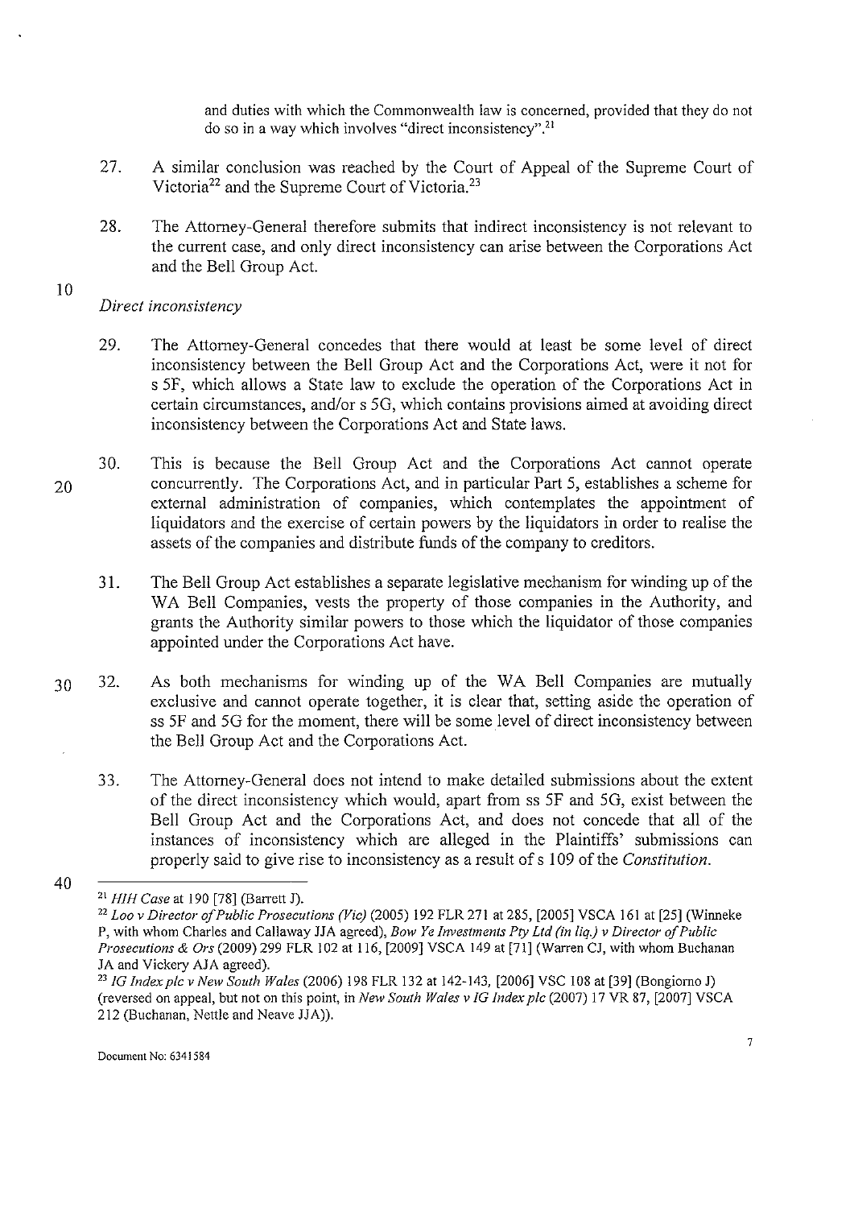and duties with which the Commonwealth law is concerned, provided that they do not do so in a way which involves "direct inconsistency".[21]

27. A similar conclusion was reached by the Court of Appeal of the Supreme Court of Victoria[22] and the Supreme Court of Victoria.[23]

28. The Attorney-General therefore submits that indirect inconsistency is not relevant to the current case, and only direct inconsistency can arise between the Corporations Act and the Bell Group Act.

*Direct inconsistency*

29. The Attorney-General concedes that there would at least be some level of direct inconsistency between the Bell Group Act and the Corporations Act, were it not for s 5F, which allows a State law to exclude the operation of the Corporations Act in certain circumstances, and/or s 5G, which contains provisions aimed at avoiding direct inconsistency between the Corporations Act and State laws.

30. This is because the Bell Group Act and the Corporations Act cannot operate concurrently. The Corporations Act, and in particular Part 5, establishes a scheme for external administration of companies, which contemplates the appointment of liquidators and the exercise of certain powers by the liquidators in order to realise the assets of the companies and distribute funds of the company to creditors.

31. The Bell Group Act establishes a separate legislative mechanism for winding up of the WA Bell Companies, vests the property of those companies in the Authority, and grants the Authority similar powers to those which the liquidator of those companies appointed under the Corporations Act have.

32. As both mechanisms for winding up of the WA Bell Companies are mutually exclusive and cannot operate together, it is clear that, setting aside the operation of ss 5F and 5G for the moment, there will be some level of direct inconsistency between the Bell Group Act and the Corporations Act.

33. The Attorney-General does not intend to make detailed submissions about the extent of the direct inconsistency which would, apart from ss 5F and 5G, exist between the Bell Group Act and the Corporations Act, and does not concede that all of the instances of inconsistency which are alleged in the Plaintiffs' submissions can properly said to give rise to inconsistency as a result of s 109 of the *Constitution*.

---

[21] *HIH Case* at 190 [78] (Barrett J).

[22] *Loo v Director of Public Prosecutions (Vic)* (2005) 192 FLR 271 at 285, [2005] VSCA 161 at [25] (Winneke P, with whom Charles and Callaway JJA agreed), *Bow Ye Investments Pty Ltd (in liq.) v Director of Public Prosecutions & Ors* (2009) 299 FLR 102 at 116, [2009] VSCA 149 at [71] (Warren CJ, with whom Buchanan JA and Vickery AJA agreed).

[23] *IG Index plc v New South Wales* (2006) 198 FLR 132 at 142-143, [2006] VSC 108 at [39] (Bongiorno J) (reversed on appeal, but not on this point, in *New South Wales v IG Index plc* (2007) 17 VR 87, [2007] VSCA 212 (Buchanan, Nettle and Neave JJA)).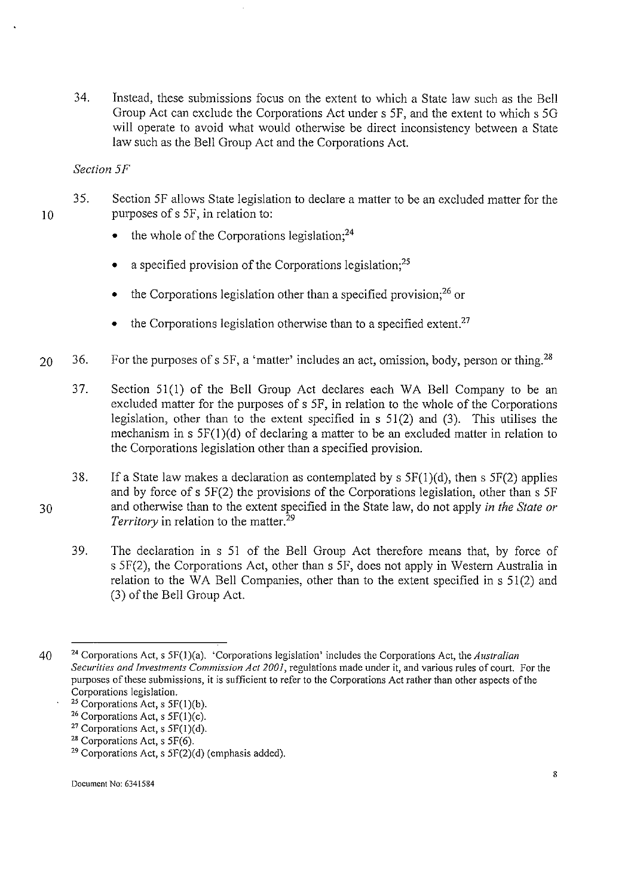34. Instead, these submissions focus on the extent to which a State law such as the Bell Group Act can exclude the Corporations Act under s 5F, and the extent to which s 5G will operate to avoid what would otherwise be direct inconsistency between a State law such as the Bell Group Act and the Corporations Act.

*Section 5F*

35. Section 5F allows State legislation to declare a matter to be an excluded matter for the purposes of s 5F, in relation to:

- the whole of the Corporations legislation;[24]
- a specified provision of the Corporations legislation;[25]
- the Corporations legislation other than a specified provision;[26] or
- the Corporations legislation otherwise than to a specified extent.[27]

36. For the purposes of s 5F, a 'matter' includes an act, omission, body, person or thing.[28]

37. Section 51(1) of the Bell Group Act declares each WA Bell Company to be an excluded matter for the purposes of s 5F, in relation to the whole of the Corporations legislation, other than to the extent specified in s 51(2) and (3). This utilises the mechanism in s 5F(1)(d) of declaring a matter to be an excluded matter in relation to the Corporations legislation other than a specified provision.

38. If a State law makes a declaration as contemplated by s 5F(1)(d), then s 5F(2) applies and by force of s 5F(2) the provisions of the Corporations legislation, other than s 5F and otherwise than to the extent specified in the State law, do not apply *in the State or Territory* in relation to the matter.[29]

39. The declaration in s 51 of the Bell Group Act therefore means that, by force of s 5F(2), the Corporations Act, other than s 5F, does not apply in Western Australia in relation to the WA Bell Companies, other than to the extent specified in s 51(2) and (3) of the Bell Group Act.

---

[24] Corporations Act, s 5F(1)(a). 'Corporations legislation' includes the Corporations Act, the *Australian Securities and Investments Commission Act 2001*, regulations made under it, and various rules of court. For the purposes of these submissions, it is sufficient to refer to the Corporations Act rather than other aspects of the Corporations legislation.

[25] Corporations Act, s 5F(1)(b).

[26] Corporations Act, s 5F(1)(c).

[27] Corporations Act, s 5F(1)(d).

[28] Corporations Act, s 5F(6).

[29] Corporations Act, s 5F(2)(d) (emphasis added).

Document No: 6341584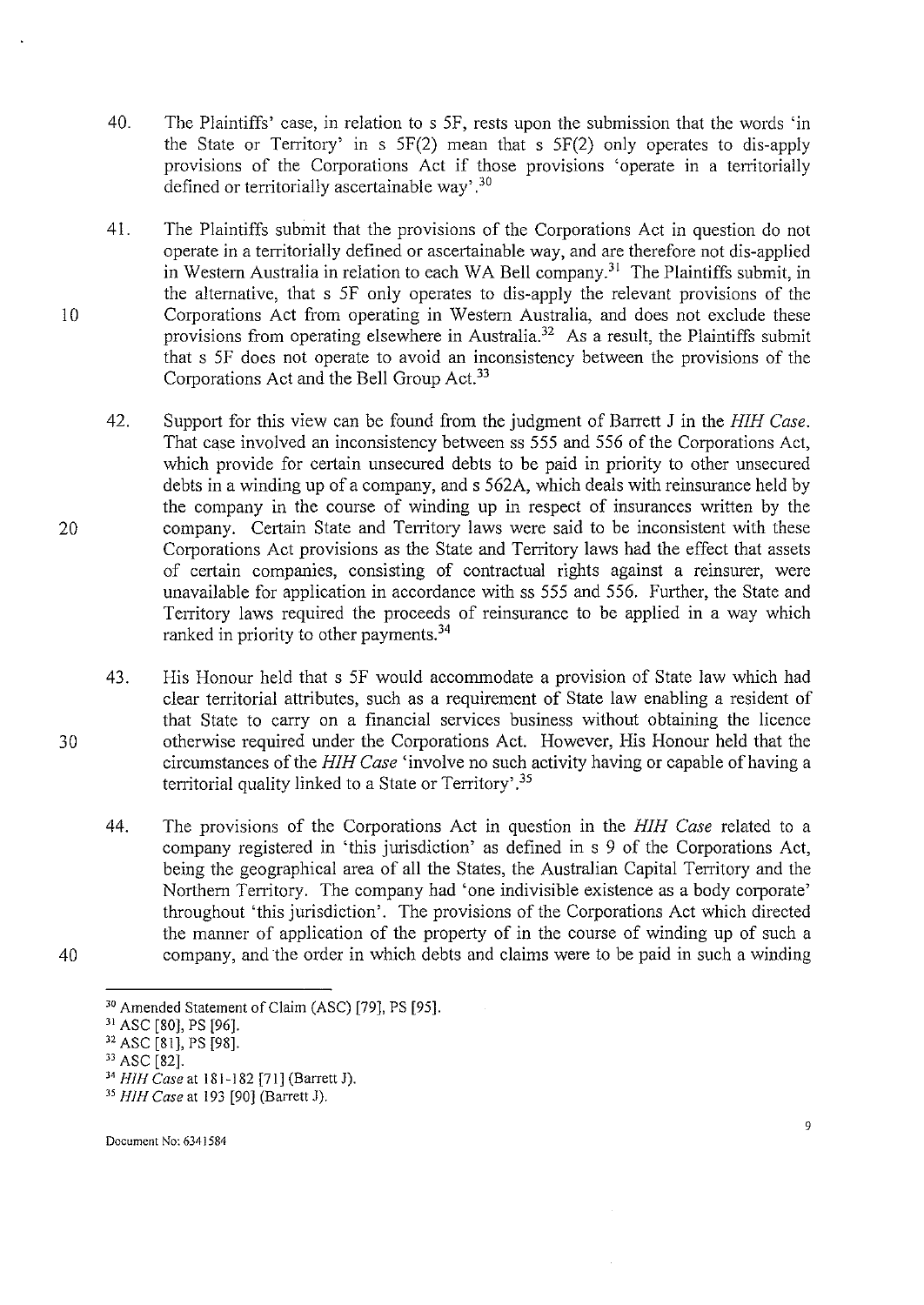40. The Plaintiffs' case, in relation to s 5F, rests upon the submission that the words 'in the State or Territory' in s 5F(2) mean that s 5F(2) only operates to dis-apply provisions of the Corporations Act if those provisions 'operate in a territorially defined or territorially ascertainable way'.[30]

41. The Plaintiffs submit that the provisions of the Corporations Act in question do not operate in a territorially defined or ascertainable way, and are therefore not dis-applied in Western Australia in relation to each WA Bell company.[31] The Plaintiffs submit, in the alternative, that s 5F only operates to dis-apply the relevant provisions of the Corporations Act from operating in Western Australia, and does not exclude these provisions from operating elsewhere in Australia.[32] As a result, the Plaintiffs submit that s 5F does not operate to avoid an inconsistency between the provisions of the Corporations Act and the Bell Group Act.[33]

42. Support for this view can be found from the judgment of Barrett J in the *HIH Case*. That case involved an inconsistency between ss 555 and 556 of the Corporations Act, which provide for certain unsecured debts to be paid in priority to other unsecured debts in a winding up of a company, and s 562A, which deals with reinsurance held by the company in the course of winding up in respect of insurances written by the company. Certain State and Territory laws were said to be inconsistent with these Corporations Act provisions as the State and Territory laws had the effect that assets of certain companies, consisting of contractual rights against a reinsurer, were unavailable for application in accordance with ss 555 and 556. Further, the State and Territory laws required the proceeds of reinsurance to be applied in a way which ranked in priority to other payments.[34]

43. His Honour held that s 5F would accommodate a provision of State law which had clear territorial attributes, such as a requirement of State law enabling a resident of that State to carry on a financial services business without obtaining the licence otherwise required under the Corporations Act. However, His Honour held that the circumstances of the *HIH Case* 'involve no such activity having or capable of having a territorial quality linked to a State or Territory'.[35]

44. The provisions of the Corporations Act in question in the *HIH Case* related to a company registered in 'this jurisdiction' as defined in s 9 of the Corporations Act, being the geographical area of all the States, the Australian Capital Territory and the Northern Territory. The company had 'one indivisible existence as a body corporate' throughout 'this jurisdiction'. The provisions of the Corporations Act which directed the manner of application of the property of in the course of winding up of such a company, and the order in which debts and claims were to be paid in such a winding

---

[30] Amended Statement of Claim (ASC) [79], PS [95].

[31] ASC [80], PS [96].

[32] ASC [81], PS [98].

[33] ASC [82].

[34] *HIH Case* at 181-182 [71] (Barrett J).

[35] *HIH Case* at 193 [90] (Barrett J).

Document No: 6341584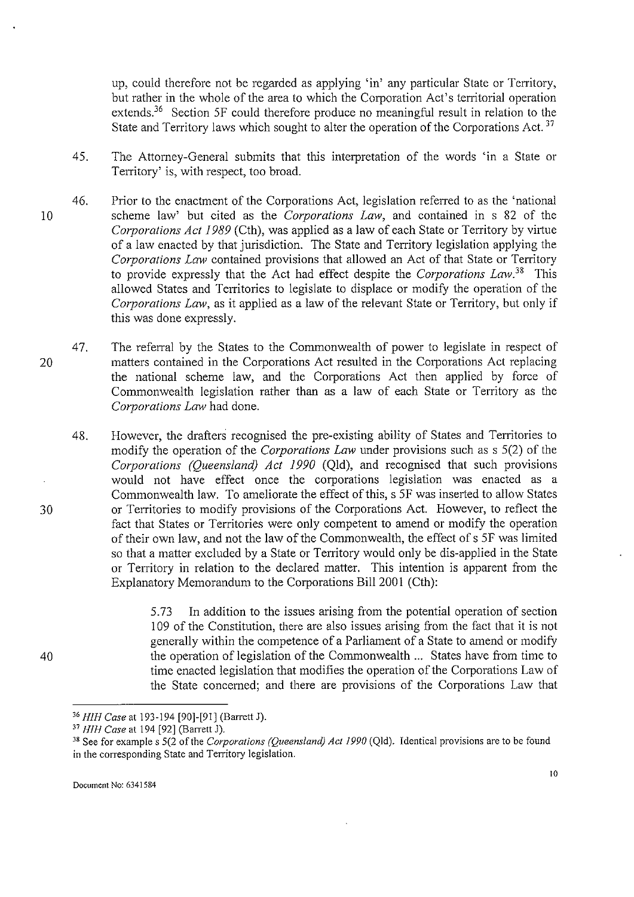up, could therefore not be regarded as applying 'in' any particular State or Territory, but rather in the whole of the area to which the Corporation Act's territorial operation extends.[36] Section 5F could therefore produce no meaningful result in relation to the State and Territory laws which sought to alter the operation of the Corporations Act.[37]

45. The Attorney-General submits that this interpretation of the words 'in a State or Territory' is, with respect, too broad.

46. Prior to the enactment of the Corporations Act, legislation referred to as the 'national scheme law' but cited as the *Corporations Law*, and contained in s 82 of the *Corporations Act 1989* (Cth), was applied as a law of each State or Territory by virtue of a law enacted by that jurisdiction. The State and Territory legislation applying the *Corporations Law* contained provisions that allowed an Act of that State or Territory to provide expressly that the Act had effect despite the *Corporations Law*.[38] This allowed States and Territories to legislate to displace or modify the operation of the *Corporations Law*, as it applied as a law of the relevant State or Territory, but only if this was done expressly.

47. The referral by the States to the Commonwealth of power to legislate in respect of matters contained in the Corporations Act resulted in the Corporations Act replacing the national scheme law, and the Corporations Act then applied by force of Commonwealth legislation rather than as a law of each State or Territory as the *Corporations Law* had done.

48. However, the drafters recognised the pre-existing ability of States and Territories to modify the operation of the *Corporations Law* under provisions such as s 5(2) of the *Corporations (Queensland) Act 1990* (Qld), and recognised that such provisions would not have effect once the corporations legislation was enacted as a Commonwealth law. To ameliorate the effect of this, s 5F was inserted to allow States or Territories to modify provisions of the Corporations Act. However, to reflect the fact that States or Territories were only competent to amend or modify the operation of their own law, and not the law of the Commonwealth, the effect of s 5F was limited so that a matter excluded by a State or Territory would only be dis-applied in the State or Territory in relation to the declared matter. This intention is apparent from the Explanatory Memorandum to the Corporations Bill 2001 (Cth):

> 5.73 In addition to the issues arising from the potential operation of section 109 of the Constitution, there are also issues arising from the fact that it is not generally within the competence of a Parliament of a State to amend or modify the operation of legislation of the Commonwealth ... States have from time to time enacted legislation that modifies the operation of the Corporations Law of the State concerned; and there are provisions of the Corporations Law that

---

[36] *HIH Case* at 193-194 [90]-[91] (Barrett J).

[37] *HIH Case* at 194 [92] (Barrett J).

[38] See for example s 5(2 of the *Corporations (Queensland) Act 1990* (Qld). Identical provisions are to be found in the corresponding State and Territory legislation.

Document No: 6341584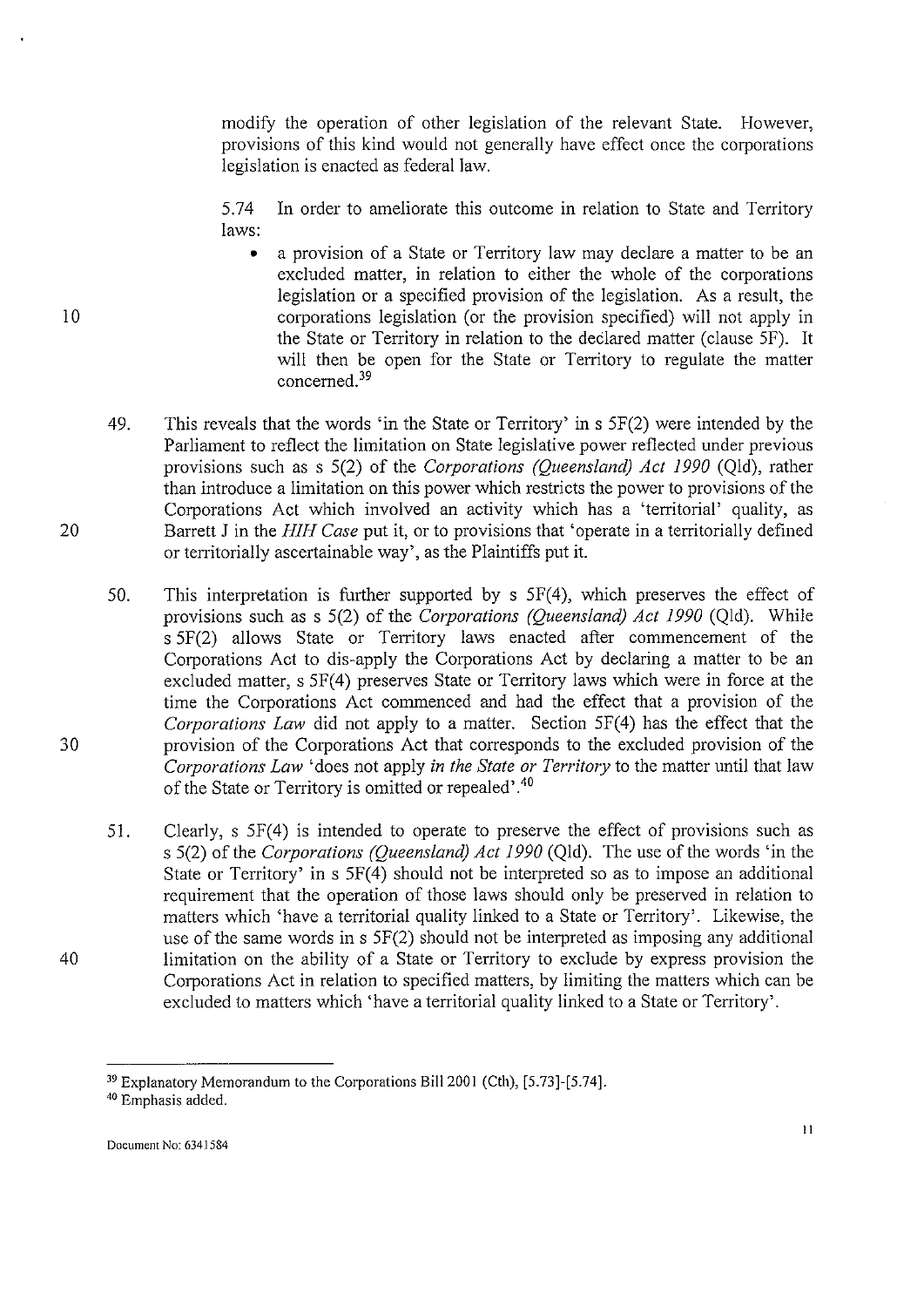modify the operation of other legislation of the relevant State. However, provisions of this kind would not generally have effect once the corporations legislation is enacted as federal law.

5.74 In order to ameliorate this outcome in relation to State and Territory laws:

- a provision of a State or Territory law may declare a matter to be an excluded matter, in relation to either the whole of the corporations legislation or a specified provision of the legislation. As a result, the corporations legislation (or the provision specified) will not apply in the State or Territory in relation to the declared matter (clause 5F). It will then be open for the State or Territory to regulate the matter concerned.[39]

49. This reveals that the words 'in the State or Territory' in s 5F(2) were intended by the Parliament to reflect the limitation on State legislative power reflected under previous provisions such as s 5(2) of the *Corporations (Queensland) Act 1990* (Qld), rather than introduce a limitation on this power which restricts the power to provisions of the Corporations Act which involved an activity which has a 'territorial' quality, as Barrett J in the *HIH Case* put it, or to provisions that 'operate in a territorially defined or territorially ascertainable way', as the Plaintiffs put it.

50. This interpretation is further supported by s 5F(4), which preserves the effect of provisions such as s 5(2) of the *Corporations (Queensland) Act 1990* (Qld). While s 5F(2) allows State or Territory laws enacted after commencement of the Corporations Act to dis-apply the Corporations Act by declaring a matter to be an excluded matter, s 5F(4) preserves State or Territory laws which were in force at the time the Corporations Act commenced and had the effect that a provision of the *Corporations Law* did not apply to a matter. Section 5F(4) has the effect that the provision of the Corporations Act that corresponds to the excluded provision of the *Corporations Law* 'does not apply *in the State or Territory* to the matter until that law of the State or Territory is omitted or repealed'.[40]

51. Clearly, s 5F(4) is intended to operate to preserve the effect of provisions such as s 5(2) of the *Corporations (Queensland) Act 1990* (Qld). The use of the words 'in the State or Territory' in s 5F(4) should not be interpreted so as to impose an additional requirement that the operation of those laws should only be preserved in relation to matters which 'have a territorial quality linked to a State or Territory'. Likewise, the use of the same words in s 5F(2) should not be interpreted as imposing any additional limitation on the ability of a State or Territory to exclude by express provision the Corporations Act in relation to specified matters, by limiting the matters which can be excluded to matters which 'have a territorial quality linked to a State or Territory'.

---

[39] Explanatory Memorandum to the Corporations Bill 2001 (Cth), [5.73]-[5.74].

[40] Emphasis added.

Document No: 6341584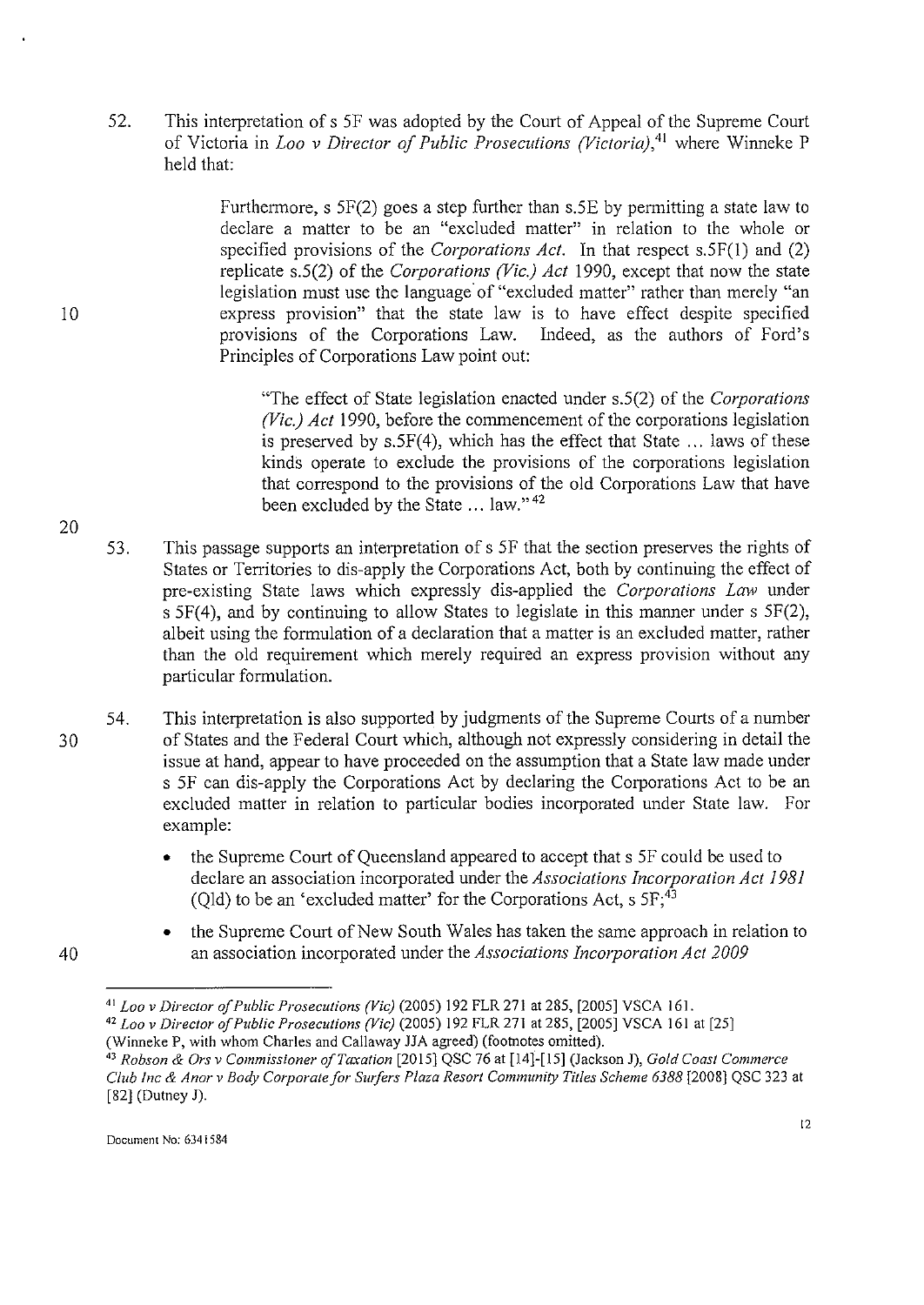52. This interpretation of s 5F was adopted by the Court of Appeal of the Supreme Court of Victoria in *Loo v Director of Public Prosecutions (Victoria)*,[41] where Winneke P held that:

> Furthermore, s 5F(2) goes a step further than s.5E by permitting a state law to declare a matter to be an "excluded matter" in relation to the whole or specified provisions of the *Corporations Act*. In that respect s.5F(1) and (2) replicate s.5(2) of the *Corporations (Vic.) Act* 1990, except that now the state legislation must use the language of "excluded matter" rather than merely "an express provision" that the state law is to have effect despite specified provisions of the Corporations Law. Indeed, as the authors of Ford's Principles of Corporations Law point out:
>
> > "The effect of State legislation enacted under s.5(2) of the *Corporations (Vic.) Act* 1990, before the commencement of the corporations legislation is preserved by s.5F(4), which has the effect that State ... laws of these kinds operate to exclude the provisions of the corporations legislation that correspond to the provisions of the old Corporations Law that have been excluded by the State ... law."[42]

53. This passage supports an interpretation of s 5F that the section preserves the rights of States or Territories to dis-apply the Corporations Act, both by continuing the effect of pre-existing State laws which expressly dis-applied the *Corporations Law* under s 5F(4), and by continuing to allow States to legislate in this manner under s 5F(2), albeit using the formulation of a declaration that a matter is an excluded matter, rather than the old requirement which merely required an express provision without any particular formulation.

54. This interpretation is also supported by judgments of the Supreme Courts of a number of States and the Federal Court which, although not expressly considering in detail the issue at hand, appear to have proceeded on the assumption that a State law made under s 5F can dis-apply the Corporations Act by declaring the Corporations Act to be an excluded matter in relation to particular bodies incorporated under State law. For example:

- the Supreme Court of Queensland appeared to accept that s 5F could be used to declare an association incorporated under the *Associations Incorporation Act 1981* (Qld) to be an 'excluded matter' for the Corporations Act, s 5F;[43]
- the Supreme Court of New South Wales has taken the same approach in relation to an association incorporated under the *Associations Incorporation Act 2009*

---

[41] *Loo v Director of Public Prosecutions (Vic)* (2005) 192 FLR 271 at 285, [2005] VSCA 161.

[42] *Loo v Director of Public Prosecutions (Vic)* (2005) 192 FLR 271 at 285, [2005] VSCA 161 at [25] (Winneke P, with whom Charles and Callaway JJA agreed) (footnotes omitted).

[43] *Robson & Ors v Commissioner of Taxation* [2015] QSC 76 at [14]-[15] (Jackson J), *Gold Coast Commerce Club Inc & Anor v Body Corporate for Surfers Plaza Resort Community Titles Scheme 6388* [2008] QSC 323 at [82] (Dutney J).

Document No: 6341584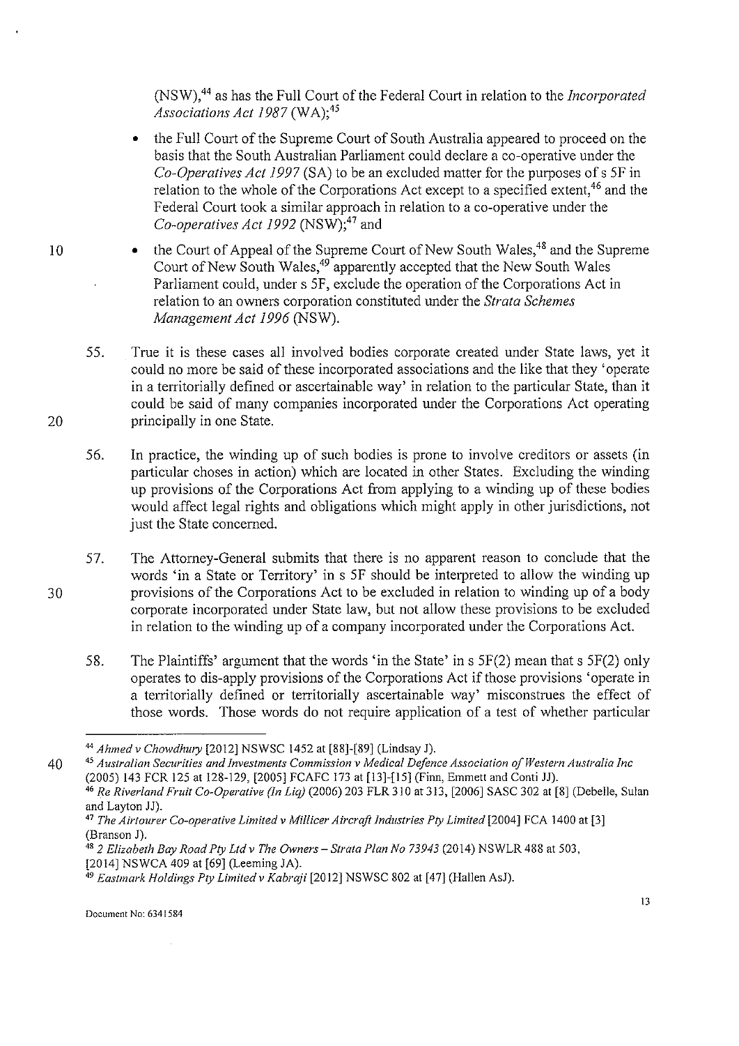(NSW),[44] as has the Full Court of the Federal Court in relation to the *Incorporated Associations Act 1987* (WA);[45]

- the Full Court of the Supreme Court of South Australia appeared to proceed on the basis that the South Australian Parliament could declare a co-operative under the *Co-Operatives Act 1997* (SA) to be an excluded matter for the purposes of s 5F in relation to the whole of the Corporations Act except to a specified extent,[46] and the Federal Court took a similar approach in relation to a co-operative under the *Co-operatives Act 1992* (NSW);[47] and
- the Court of Appeal of the Supreme Court of New South Wales,[48] and the Supreme Court of New South Wales,[49] apparently accepted that the New South Wales Parliament could, under s 5F, exclude the operation of the Corporations Act in relation to an owners corporation constituted under the *Strata Schemes Management Act 1996* (NSW).

55. True it is these cases all involved bodies corporate created under State laws, yet it could no more be said of these incorporated associations and the like that they 'operate in a territorially defined or ascertainable way' in relation to the particular State, than it could be said of many companies incorporated under the Corporations Act operating principally in one State.

56. In practice, the winding up of such bodies is prone to involve creditors or assets (in particular choses in action) which are located in other States. Excluding the winding up provisions of the Corporations Act from applying to a winding up of these bodies would affect legal rights and obligations which might apply in other jurisdictions, not just the State concerned.

57. The Attorney-General submits that there is no apparent reason to conclude that the words 'in a State or Territory' in s 5F should be interpreted to allow the winding up provisions of the Corporations Act to be excluded in relation to winding up of a body corporate incorporated under State law, but not allow these provisions to be excluded in relation to the winding up of a company incorporated under the Corporations Act.

58. The Plaintiffs' argument that the words 'in the State' in s 5F(2) mean that s 5F(2) only operates to dis-apply provisions of the Corporations Act if those provisions 'operate in a territorially defined or territorially ascertainable way' misconstrues the effect of those words. Those words do not require application of a test of whether particular

---

[44] *Ahmed v Chowdhury* [2012] NSWSC 1452 at [88]-[89] (Lindsay J).

[45] *Australian Securities and Investments Commission v Medical Defence Association of Western Australia Inc* (2005) 143 FCR 125 at 128-129, [2005] FCAFC 173 at [13]-[15] (Finn, Emmett and Conti JJ).

[46] *Re Riverland Fruit Co-Operative (In Liq)* (2006) 203 FLR 310 at 313, [2006] SASC 302 at [8] (Debelle, Sulan and Layton JJ).

[47] *The Airtourer Co-operative Limited v Millicer Aircraft Industries Pty Limited* [2004] FCA 1400 at [3] (Branson J).

[48] *2 Elizabeth Bay Road Pty Ltd v The Owners – Strata Plan No 73943* (2014) NSWLR 488 at 503, [2014] NSWCA 409 at [69] (Leeming JA).

[49] *Eastmark Holdings Pty Limited v Kabraji* [2012] NSWSC 802 at [47] (Hallen AsJ).

Document No: 6341584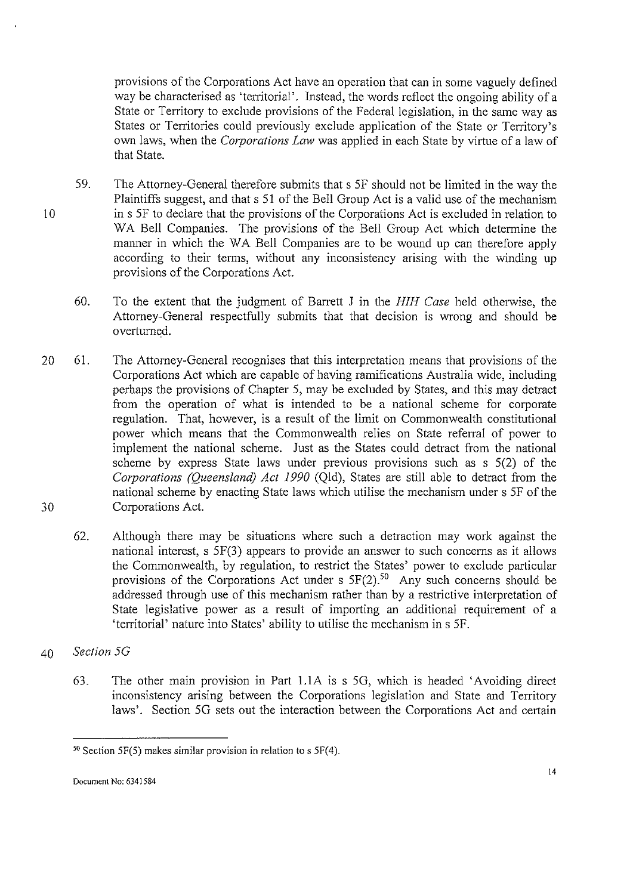provisions of the Corporations Act have an operation that can in some vaguely defined way be characterised as 'territorial'. Instead, the words reflect the ongoing ability of a State or Territory to exclude provisions of the Federal legislation, in the same way as States or Territories could previously exclude application of the State or Territory's own laws, when the *Corporations Law* was applied in each State by virtue of a law of that State.

59. The Attorney-General therefore submits that s 5F should not be limited in the way the Plaintiffs suggest, and that s 51 of the Bell Group Act is a valid use of the mechanism in s 5F to declare that the provisions of the Corporations Act is excluded in relation to WA Bell Companies. The provisions of the Bell Group Act which determine the manner in which the WA Bell Companies are to be wound up can therefore apply according to their terms, without any inconsistency arising with the winding up provisions of the Corporations Act.

60. To the extent that the judgment of Barrett J in the *HIH Case* held otherwise, the Attorney-General respectfully submits that that decision is wrong and should be overturned.

61. The Attorney-General recognises that this interpretation means that provisions of the Corporations Act which are capable of having ramifications Australia wide, including perhaps the provisions of Chapter 5, may be excluded by States, and this may detract from the operation of what is intended to be a national scheme for corporate regulation. That, however, is a result of the limit on Commonwealth constitutional power which means that the Commonwealth relies on State referral of power to implement the national scheme. Just as the States could detract from the national scheme by express State laws under previous provisions such as s 5(2) of the *Corporations (Queensland) Act 1990* (Qld), States are still able to detract from the national scheme by enacting State laws which utilise the mechanism under s 5F of the Corporations Act.

62. Although there may be situations where such a detraction may work against the national interest, s 5F(3) appears to provide an answer to such concerns as it allows the Commonwealth, by regulation, to restrict the States' power to exclude particular provisions of the Corporations Act under s 5F(2).[50] Any such concerns should be addressed through use of this mechanism rather than by a restrictive interpretation of State legislative power as a result of importing an additional requirement of a 'territorial' nature into States' ability to utilise the mechanism in s 5F.

*Section 5G*

63. The other main provision in Part 1.1A is s 5G, which is headed 'Avoiding direct inconsistency arising between the Corporations legislation and State and Territory laws'. Section 5G sets out the interaction between the Corporations Act and certain

[50] Section 5F(5) makes similar provision in relation to s 5F(4).

Document No: 6341584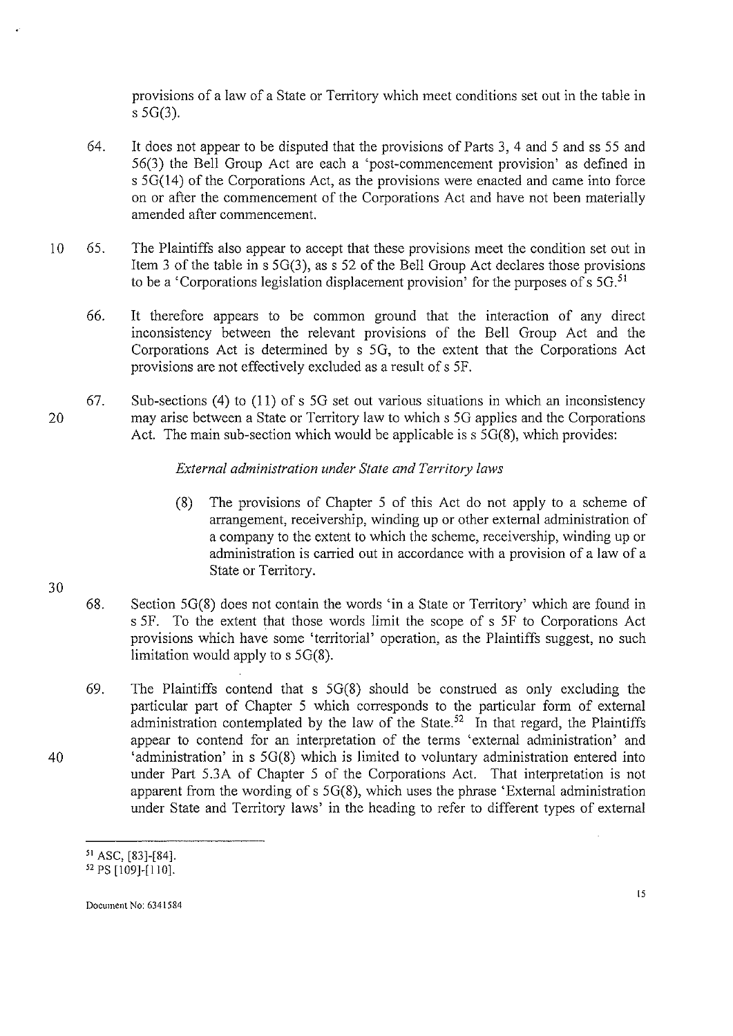provisions of a law of a State or Territory which meet conditions set out in the table in s 5G(3).

64. It does not appear to be disputed that the provisions of Parts 3, 4 and 5 and ss 55 and 56(3) the Bell Group Act are each a 'post-commencement provision' as defined in s 5G(14) of the Corporations Act, as the provisions were enacted and came into force on or after the commencement of the Corporations Act and have not been materially amended after commencement.

65. The Plaintiffs also appear to accept that these provisions meet the condition set out in Item 3 of the table in s 5G(3), as s 52 of the Bell Group Act declares those provisions to be a 'Corporations legislation displacement provision' for the purposes of s 5G.[51]

66. It therefore appears to be common ground that the interaction of any direct inconsistency between the relevant provisions of the Bell Group Act and the Corporations Act is determined by s 5G, to the extent that the Corporations Act provisions are not effectively excluded as a result of s 5F.

67. Sub-sections (4) to (11) of s 5G set out various situations in which an inconsistency may arise between a State or Territory law to which s 5G applies and the Corporations Act. The main sub-section which would be applicable is s 5G(8), which provides:

> *External administration under State and Territory laws*
>
> (8) The provisions of Chapter 5 of this Act do not apply to a scheme of arrangement, receivership, winding up or other external administration of a company to the extent to which the scheme, receivership, winding up or administration is carried out in accordance with a provision of a law of a State or Territory.

68. Section 5G(8) does not contain the words 'in a State or Territory' which are found in s 5F. To the extent that those words limit the scope of s 5F to Corporations Act provisions which have some 'territorial' operation, as the Plaintiffs suggest, no such limitation would apply to s 5G(8).

69. The Plaintiffs contend that s 5G(8) should be construed as only excluding the particular part of Chapter 5 which corresponds to the particular form of external administration contemplated by the law of the State.[52] In that regard, the Plaintiffs appear to contend for an interpretation of the terms 'external administration' and 'administration' in s 5G(8) which is limited to voluntary administration entered into under Part 5.3A of Chapter 5 of the Corporations Act. That interpretation is not apparent from the wording of s 5G(8), which uses the phrase 'External administration under State and Territory laws' in the heading to refer to different types of external

---

[51] ASC, [83]-[84].

[52] PS [109]-[110].

Document No: 6341584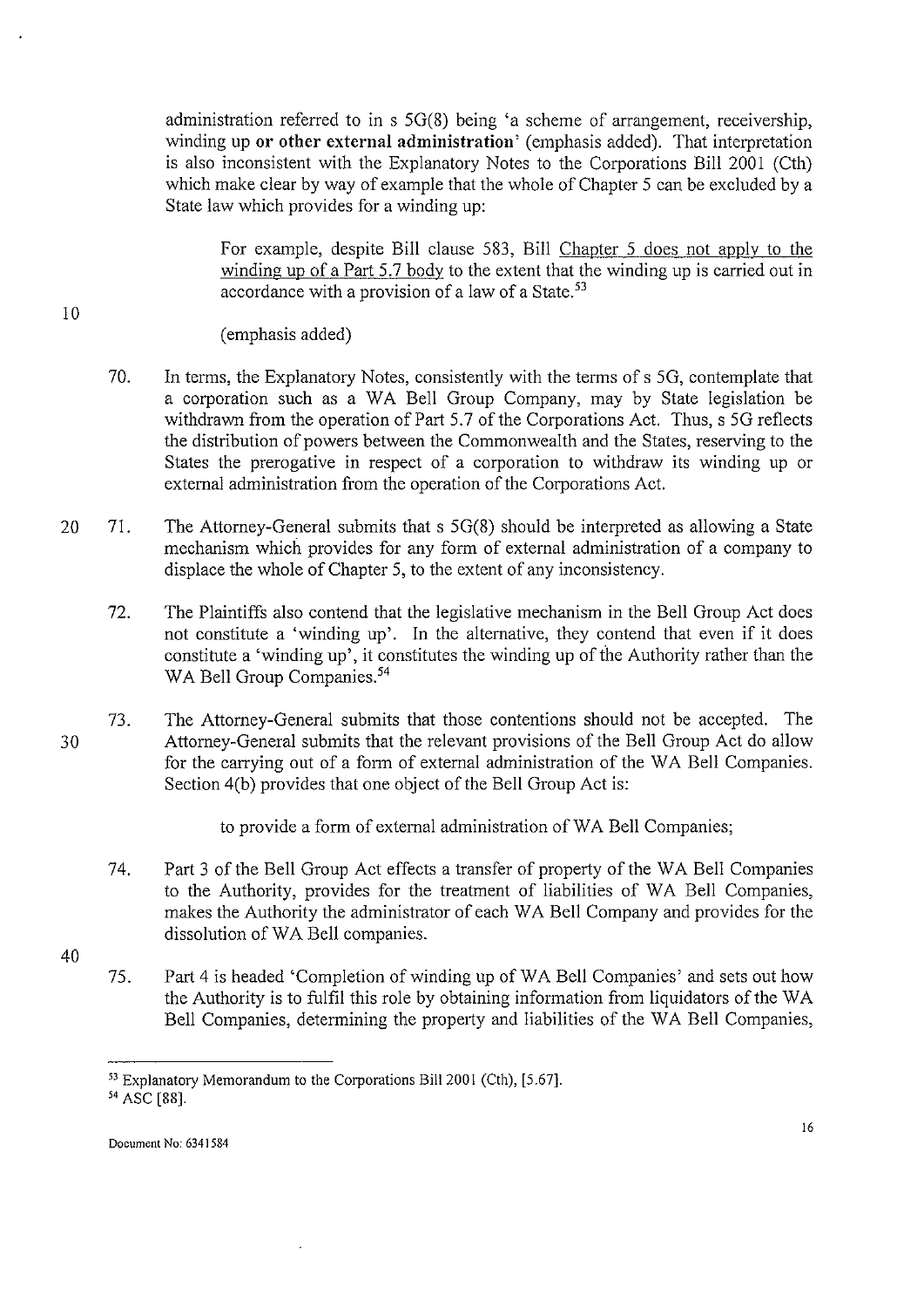administration referred to in s 5G(8) being 'a scheme of arrangement, receivership, winding up **or other external administration**' (emphasis added). That interpretation is also inconsistent with the Explanatory Notes to the Corporations Bill 2001 (Cth) which make clear by way of example that the whole of Chapter 5 can be excluded by a State law which provides for a winding up:

> For example, despite Bill clause 583, Bill Chapter 5 does not apply to the winding up of a Part 5.7 body to the extent that the winding up is carried out in accordance with a provision of a law of a State.[53]

(emphasis added)

70. In terms, the Explanatory Notes, consistently with the terms of s 5G, contemplate that a corporation such as a WA Bell Group Company, may by State legislation be withdrawn from the operation of Part 5.7 of the Corporations Act. Thus, s 5G reflects the distribution of powers between the Commonwealth and the States, reserving to the States the prerogative in respect of a corporation to withdraw its winding up or external administration from the operation of the Corporations Act.

71. The Attorney-General submits that s 5G(8) should be interpreted as allowing a State mechanism which provides for any form of external administration of a company to displace the whole of Chapter 5, to the extent of any inconsistency.

72. The Plaintiffs also contend that the legislative mechanism in the Bell Group Act does not constitute a 'winding up'. In the alternative, they contend that even if it does constitute a 'winding up', it constitutes the winding up of the Authority rather than the WA Bell Group Companies.[54]

73. The Attorney-General submits that those contentions should not be accepted. The Attorney-General submits that the relevant provisions of the Bell Group Act do allow for the carrying out of a form of external administration of the WA Bell Companies. Section 4(b) provides that one object of the Bell Group Act is:

> to provide a form of external administration of WA Bell Companies;

74. Part 3 of the Bell Group Act effects a transfer of property of the WA Bell Companies to the Authority, provides for the treatment of liabilities of WA Bell Companies, makes the Authority the administrator of each WA Bell Company and provides for the dissolution of WA Bell companies.

75. Part 4 is headed 'Completion of winding up of WA Bell Companies' and sets out how the Authority is to fulfil this role by obtaining information from liquidators of the WA Bell Companies, determining the property and liabilities of the WA Bell Companies,

---

[53] Explanatory Memorandum to the Corporations Bill 2001 (Cth), [5.67].

[54] ASC [88].

Document No: 6341584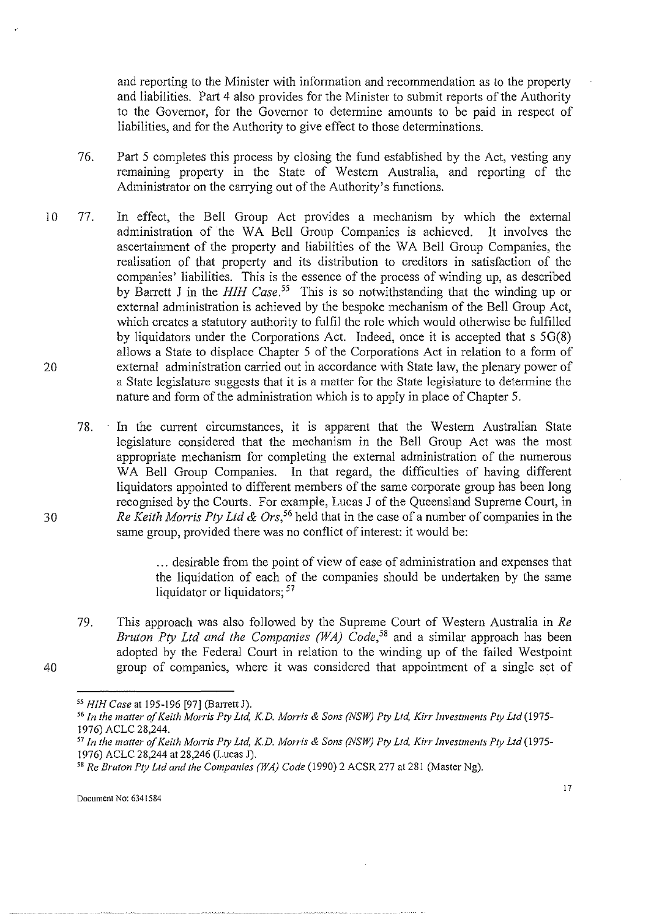and reporting to the Minister with information and recommendation as to the property and liabilities. Part 4 also provides for the Minister to submit reports of the Authority to the Governor, for the Governor to determine amounts to be paid in respect of liabilities, and for the Authority to give effect to those determinations.

76. Part 5 completes this process by closing the fund established by the Act, vesting any remaining property in the State of Western Australia, and reporting of the Administrator on the carrying out of the Authority's functions.

77. In effect, the Bell Group Act provides a mechanism by which the external administration of the WA Bell Group Companies is achieved. It involves the ascertainment of the property and liabilities of the WA Bell Group Companies, the realisation of that property and its distribution to creditors in satisfaction of the companies' liabilities. This is the essence of the process of winding up, as described by Barrett J in the *HIH Case*.[55] This is so notwithstanding that the winding up or external administration is achieved by the bespoke mechanism of the Bell Group Act, which creates a statutory authority to fulfil the role which would otherwise be fulfilled by liquidators under the Corporations Act. Indeed, once it is accepted that s 5G(8) allows a State to displace Chapter 5 of the Corporations Act in relation to a form of external administration carried out in accordance with State law, the plenary power of a State legislature suggests that it is a matter for the State legislature to determine the nature and form of the administration which is to apply in place of Chapter 5.

78. In the current circumstances, it is apparent that the Western Australian State legislature considered that the mechanism in the Bell Group Act was the most appropriate mechanism for completing the external administration of the numerous WA Bell Group Companies. In that regard, the difficulties of having different liquidators appointed to different members of the same corporate group has been long recognised by the Courts. For example, Lucas J of the Queensland Supreme Court, in *Re Keith Morris Pty Ltd & Ors*,[56] held that in the case of a number of companies in the same group, provided there was no conflict of interest: it would be:

> ... desirable from the point of view of ease of administration and expenses that the liquidation of each of the companies should be undertaken by the same liquidator or liquidators; [57]

79. This approach was also followed by the Supreme Court of Western Australia in *Re Bruton Pty Ltd and the Companies (WA) Code*,[58] and a similar approach has been adopted by the Federal Court in relation to the winding up of the failed Westpoint group of companies, where it was considered that appointment of a single set of

---

[55] *HIH Case* at 195-196 [97] (Barrett J).

[56] *In the matter of Keith Morris Pty Ltd, K.D. Morris & Sons (NSW) Pty Ltd, Kirr Investments Pty Ltd* (1975-1976) ACLC 28,244.

[57] *In the matter of Keith Morris Pty Ltd, K.D. Morris & Sons (NSW) Pty Ltd, Kirr Investments Pty Ltd* (1975-1976) ACLC 28,244 at 28,246 (Lucas J).

[58] *Re Bruton Pty Ltd and the Companies (WA) Code* (1990) 2 ACSR 277 at 281 (Master Ng).

Document No: 6341584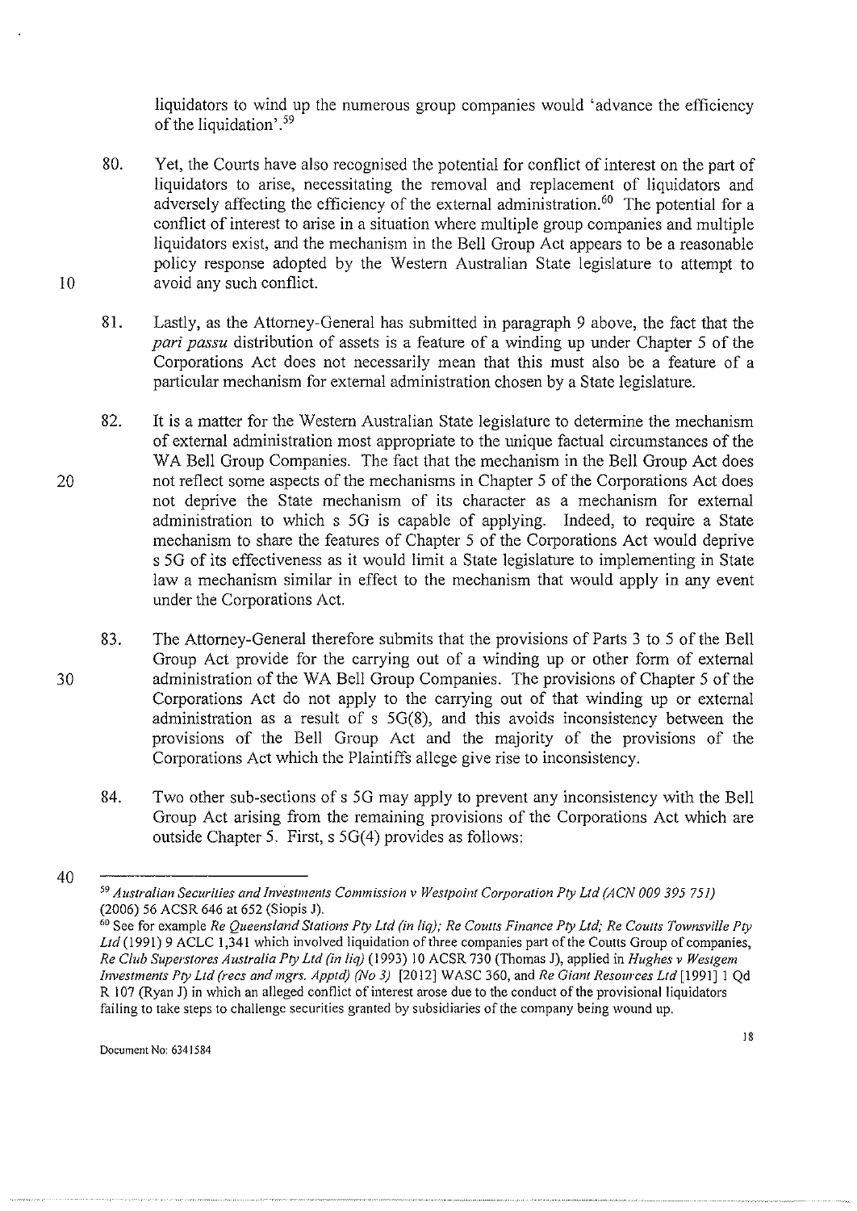liquidators to wind up the numerous group companies would 'advance the efficiency of the liquidation'.[59]

80. Yet, the Courts have also recognised the potential for conflict of interest on the part of liquidators to arise, necessitating the removal and replacement of liquidators and adversely affecting the efficiency of the external administration.[60] The potential for a conflict of interest to arise in a situation where multiple group companies and multiple liquidators exist, and the mechanism in the Bell Group Act appears to be a reasonable policy response adopted by the Western Australian State legislature to attempt to avoid any such conflict.

81. Lastly, as the Attorney-General has submitted in paragraph 9 above, the fact that the *pari passu* distribution of assets is a feature of a winding up under Chapter 5 of the Corporations Act does not necessarily mean that this must also be a feature of a particular mechanism for external administration chosen by a State legislature.

82. It is a matter for the Western Australian State legislature to determine the mechanism of external administration most appropriate to the unique factual circumstances of the WA Bell Group Companies. The fact that the mechanism in the Bell Group Act does not reflect some aspects of the mechanisms in Chapter 5 of the Corporations Act does not deprive the State mechanism of its character as a mechanism for external administration to which s 5G is capable of applying. Indeed, to require a State mechanism to share the features of Chapter 5 of the Corporations Act would deprive s 5G of its effectiveness as it would limit a State legislature to implementing in State law a mechanism similar in effect to the mechanism that would apply in any event under the Corporations Act.

83. The Attorney-General therefore submits that the provisions of Parts 3 to 5 of the Bell Group Act provide for the carrying out of a winding up or other form of external administration of the WA Bell Group Companies. The provisions of Chapter 5 of the Corporations Act do not apply to the carrying out of that winding up or external administration as a result of s 5G(8), and this avoids inconsistency between the provisions of the Bell Group Act and the majority of the provisions of the Corporations Act which the Plaintiffs allege give rise to inconsistency.

84. Two other sub-sections of s 5G may apply to prevent any inconsistency with the Bell Group Act arising from the remaining provisions of the Corporations Act which are outside Chapter 5. First, s 5G(4) provides as follows:

---

[59] *Australian Securities and Investments Commission v Westpoint Corporation Pty Ltd (ACN 009 395 751)* (2006) 56 ACSR 646 at 652 (Siopis J).

[60] See for example *Re Queensland Stations Pty Ltd (in liq); Re Coutts Finance Pty Ltd; Re Coutts Townsville Pty Ltd* (1991) 9 ACLC 1,341 which involved liquidation of three companies part of the Coutts Group of companies, *Re Club Superstores Australia Pty Ltd (in liq)* (1993) 10 ACSR 730 (Thomas J), applied in *Hughes v Westgem Investments Pty Ltd (recs and mgrs. Apptd) (No 3)* [2012] WASC 360, and *Re Giant Resources Ltd* [1991] 1 Qd R 107 (Ryan J) in which an alleged conflict of interest arose due to the conduct of the provisional liquidators failing to take steps to challenge securities granted by subsidiaries of the company being wound up.

Document No: 6341584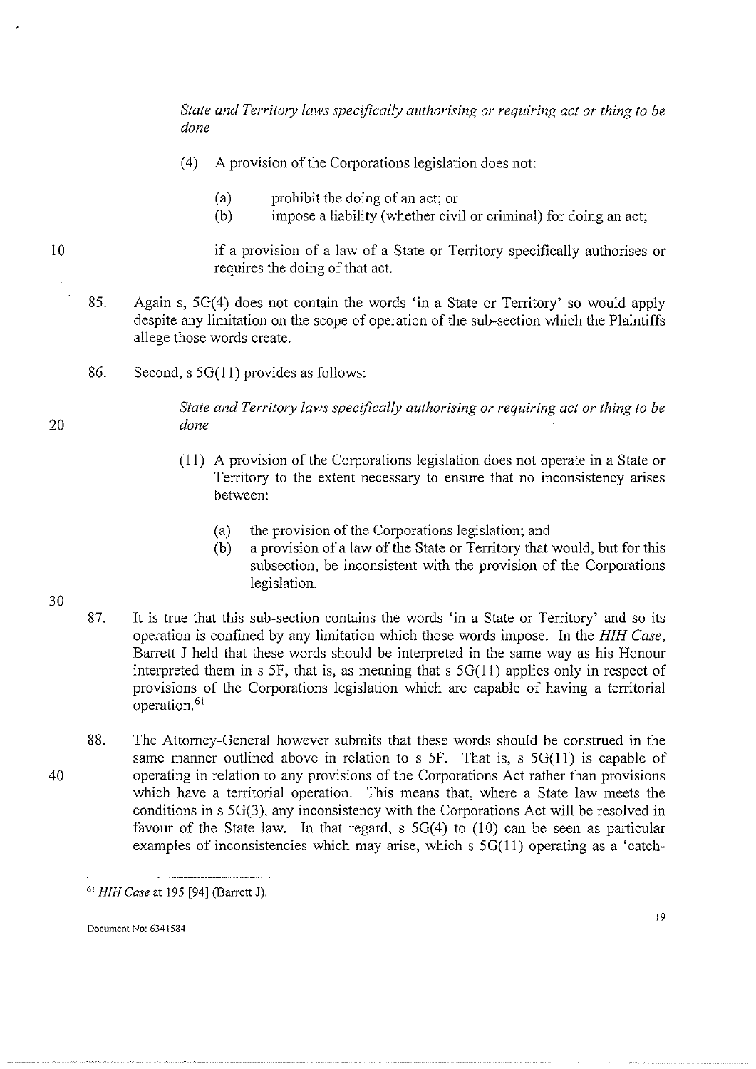*State and Territory laws specifically authorising or requiring act or thing to be done*

> (4) A provision of the Corporations legislation does not:
>
> > (a) prohibit the doing of an act; or
> >
> > (b) impose a liability (whether civil or criminal) for doing an act;
>
> if a provision of a law of a State or Territory specifically authorises or requires the doing of that act.

85. Again s, 5G(4) does not contain the words 'in a State or Territory' so would apply despite any limitation on the scope of operation of the sub-section which the Plaintiffs allege those words create.

86. Second, s 5G(11) provides as follows:

*State and Territory laws specifically authorising or requiring act or thing to be done*

> (11) A provision of the Corporations legislation does not operate in a State or Territory to the extent necessary to ensure that no inconsistency arises between:
>
> > (a) the provision of the Corporations legislation; and
> >
> > (b) a provision of a law of the State or Territory that would, but for this subsection, be inconsistent with the provision of the Corporations legislation.

87. It is true that this sub-section contains the words 'in a State or Territory' and so its operation is confined by any limitation which those words impose. In the *HIH Case*, Barrett J held that these words should be interpreted in the same way as his Honour interpreted them in s 5F, that is, as meaning that s 5G(11) applies only in respect of provisions of the Corporations legislation which are capable of having a territorial operation.[61]

88. The Attorney-General however submits that these words should be construed in the same manner outlined above in relation to s 5F. That is, s 5G(11) is capable of operating in relation to any provisions of the Corporations Act rather than provisions which have a territorial operation. This means that, where a State law meets the conditions in s 5G(3), any inconsistency with the Corporations Act will be resolved in favour of the State law. In that regard, s 5G(4) to (10) can be seen as particular examples of inconsistencies which may arise, which s 5G(11) operating as a 'catch-

---

[61] *HIH Case* at 195 [94] (Barrett J).

Document No: 6341584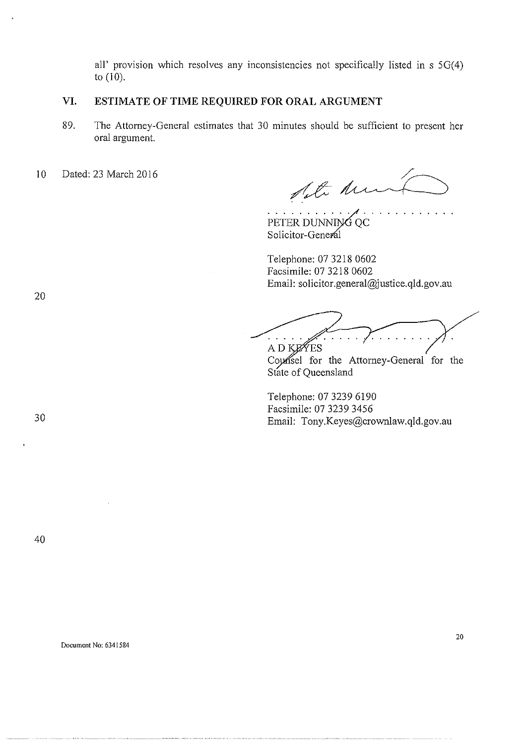all' provision which resolves any inconsistencies not specifically listed in s 5G(4) to (10).

## VI. ESTIMATE OF TIME REQUIRED FOR ORAL ARGUMENT

89. The Attorney-General estimates that 30 minutes should be sufficient to present her oral argument.

Dated: 23 March 2016

PETER DUNNING QC
Solicitor-General

Telephone: 07 3218 0602
Facsimile: 07 3218 0602
Email: solicitor.general@justice.qld.gov.au

A D KEYES
Counsel for the Attorney-General for the State of Queensland

Telephone: 07 3239 6190
Facsimile: 07 3239 3456
Email: Tony.Keyes@crownlaw.qld.gov.au

Document No: 6341584